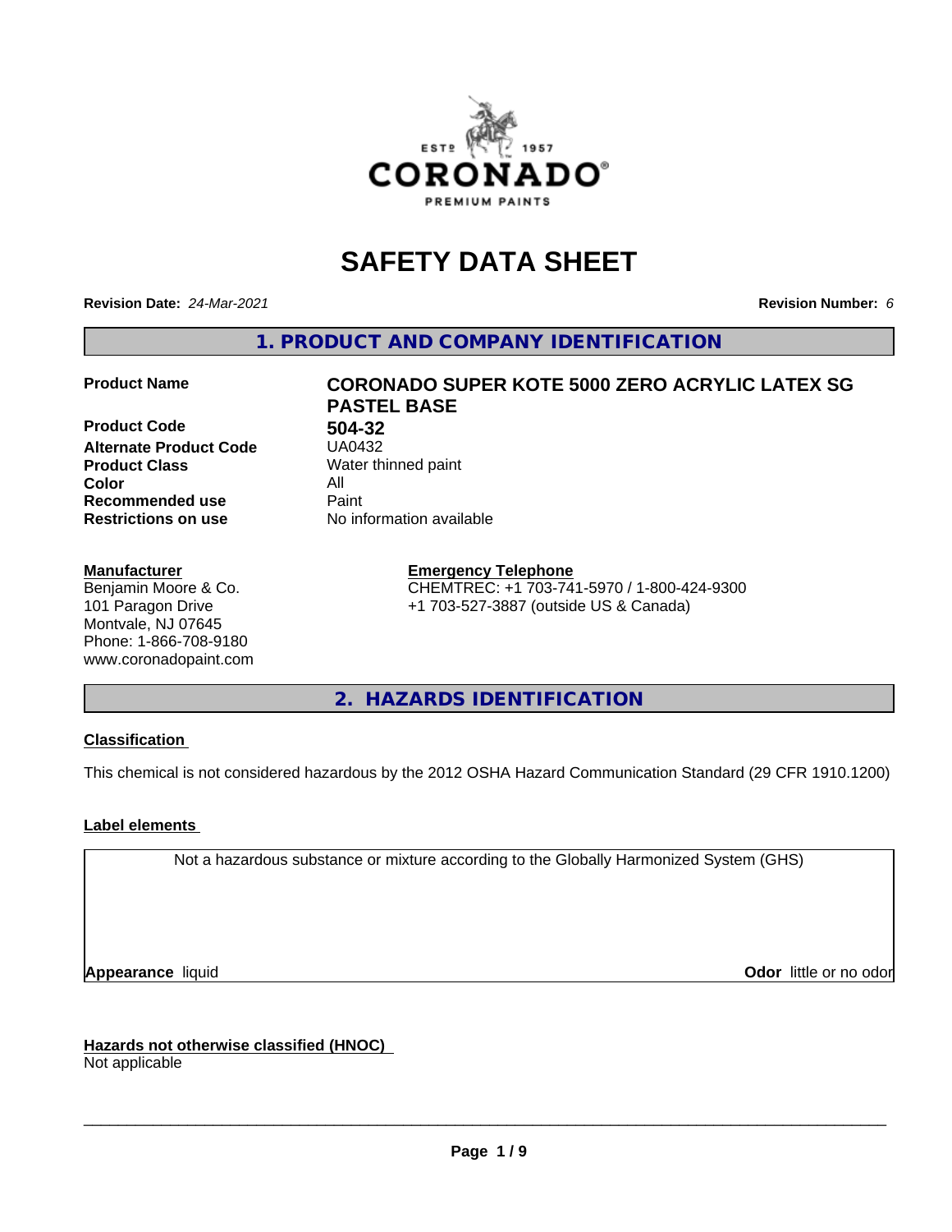# SAFETY DATA SHEET

**Revision Date:** *24-Mar-2021*

**Revision Number:** *6*

## 1. PRODUCT AND COMPANY IDENTIFICATION

| | |
|---|---|
| **Product Name** | **CORONADO SUPER KOTE 5000 ZERO ACRYLIC LATEX SG PASTEL BASE** |
| **Product Code** | **504-32** |
| **Alternate Product Code** | UA0432 |
| **Product Class** | Water thinned paint |
| **Color** | All |
| **Recommended use** | Paint |
| **Restrictions on use** | No information available |

**Manufacturer**
Benjamin Moore & Co.
101 Paragon Drive
Montvale, NJ 07645
Phone: 1-866-708-9180
www.coronadopaint.com

**Emergency Telephone**
CHEMTREC: +1 703-741-5970 / 1-800-424-9300
+1 703-527-3887 (outside US & Canada)

## 2. HAZARDS IDENTIFICATION

**Classification**

This chemical is not considered hazardous by the 2012 OSHA Hazard Communication Standard (29 CFR 1910.1200)

**Label elements**

Not a hazardous substance or mixture according to the Globally Harmonized System (GHS)

**Appearance** liquid

**Odor** little or no odor

**Hazards not otherwise classified (HNOC)**
Not applicable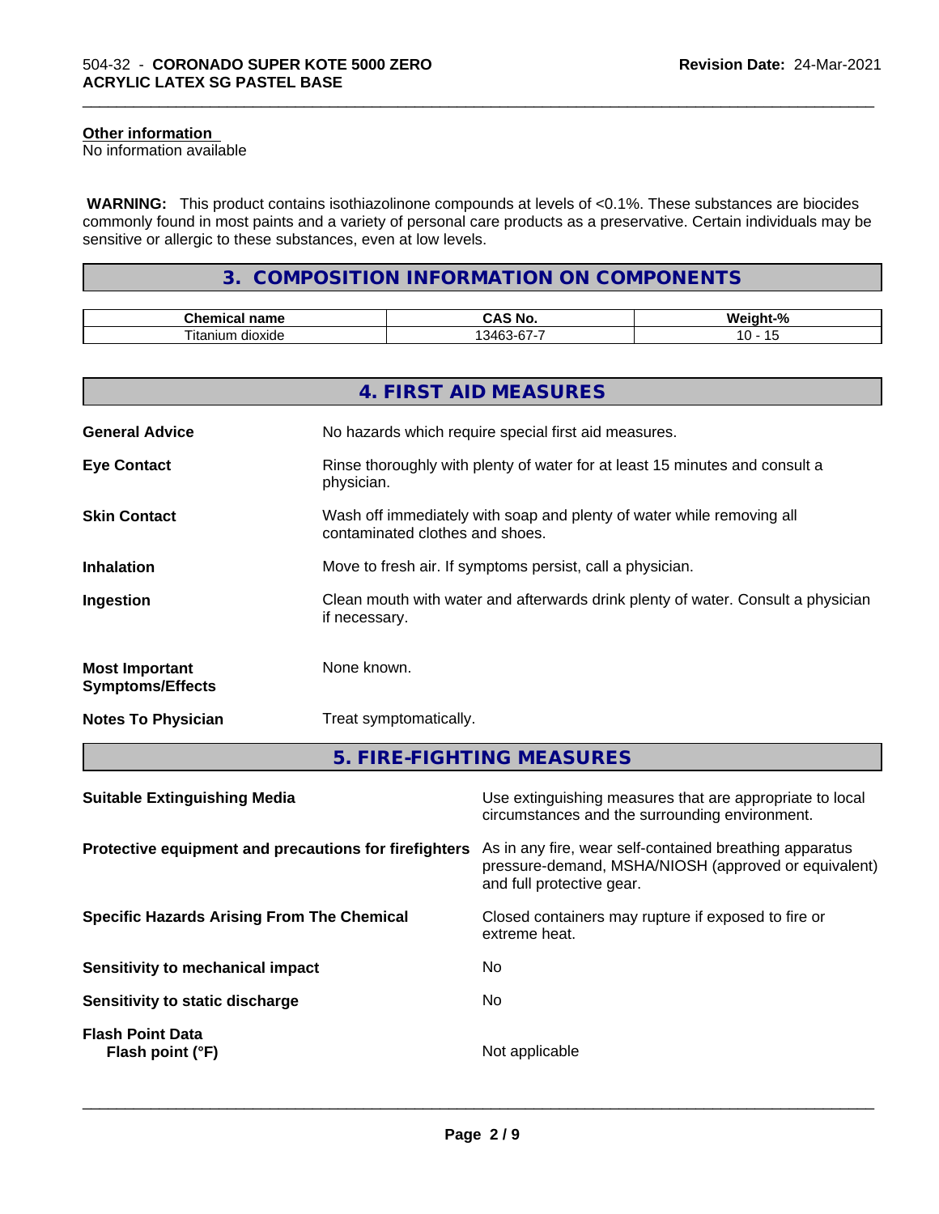**Other information**
No information available

**WARNING:** This product contains isothiazolinone compounds at levels of <0.1%. These substances are biocides commonly found in most paints and a variety of personal care products as a preservative. Certain individuals may be sensitive or allergic to these substances, even at low levels.

## 3. COMPOSITION INFORMATION ON COMPONENTS

| Chemical name | CAS No. | Weight-% |
| --- | --- | --- |
| Titanium dioxide | 13463-67-7 | 10 - 15 |

## 4. FIRST AID MEASURES

**General Advice**
No hazards which require special first aid measures.

**Eye Contact**
Rinse thoroughly with plenty of water for at least 15 minutes and consult a physician.

**Skin Contact**
Wash off immediately with soap and plenty of water while removing all contaminated clothes and shoes.

**Inhalation**
Move to fresh air. If symptoms persist, call a physician.

**Ingestion**
Clean mouth with water and afterwards drink plenty of water. Consult a physician if necessary.

**Most Important Symptoms/Effects**
None known.

**Notes To Physician**
Treat symptomatically.

## 5. FIRE-FIGHTING MEASURES

**Suitable Extinguishing Media**
Use extinguishing measures that are appropriate to local circumstances and the surrounding environment.

**Protective equipment and precautions for firefighters**
As in any fire, wear self-contained breathing apparatus pressure-demand, MSHA/NIOSH (approved or equivalent) and full protective gear.

**Specific Hazards Arising From The Chemical**
Closed containers may rupture if exposed to fire or extreme heat.

**Sensitivity to mechanical impact**
No

**Sensitivity to static discharge**
No

**Flash Point Data**
**Flash point (°F)**
Not applicable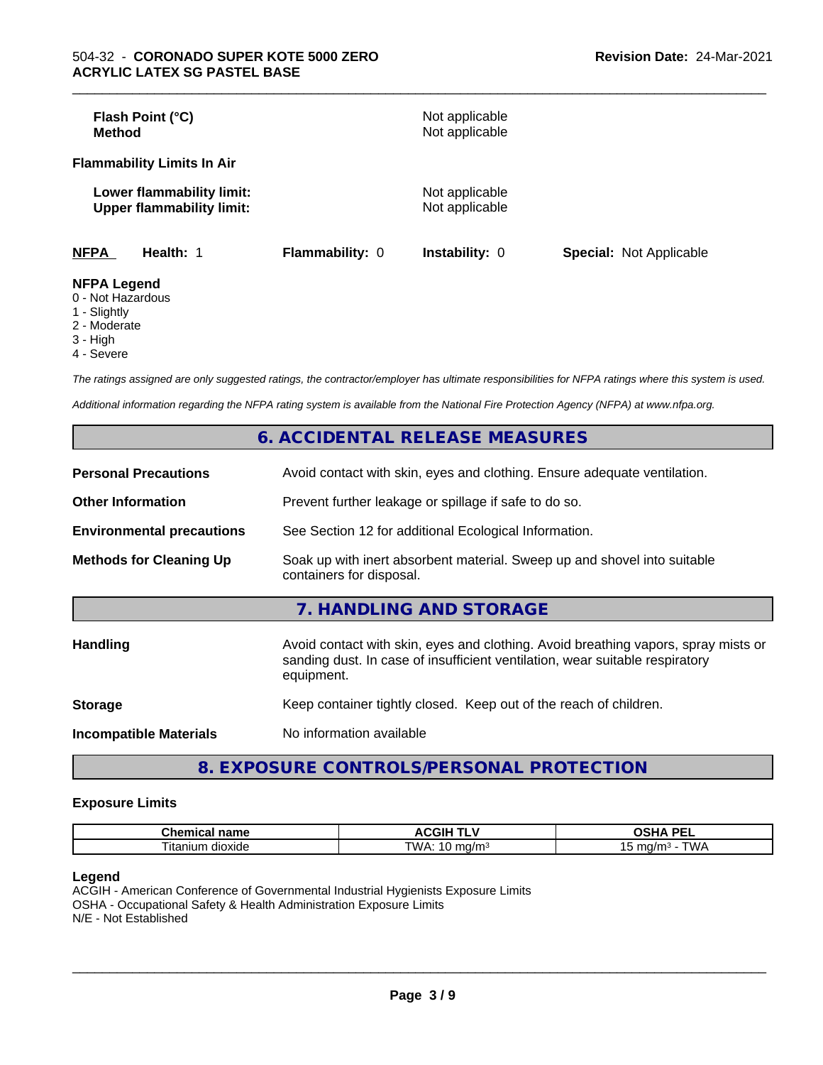| | |
|---|---|
| **Flash Point (°C)** | Not applicable |
| **Method** | Not applicable |

**Flammability Limits In Air**

| | |
|---|---|
| **Lower flammability limit:** | Not applicable |
| **Upper flammability limit:** | Not applicable |

| **NFPA** | **Health:** 1 | **Flammability:** 0 | **Instability:** 0 | **Special:** Not Applicable |
|---|---|---|---|---|

**NFPA Legend**
- 0 - Not Hazardous
- 1 - Slightly
- 2 - Moderate
- 3 - High
- 4 - Severe

*The ratings assigned are only suggested ratings, the contractor/employer has ultimate responsibilities for NFPA ratings where this system is used.*

*Additional information regarding the NFPA rating system is available from the National Fire Protection Agency (NFPA) at www.nfpa.org.*

## 6. ACCIDENTAL RELEASE MEASURES

| | |
|---|---|
| **Personal Precautions** | Avoid contact with skin, eyes and clothing. Ensure adequate ventilation. |
| **Other Information** | Prevent further leakage or spillage if safe to do so. |
| **Environmental precautions** | See Section 12 for additional Ecological Information. |
| **Methods for Cleaning Up** | Soak up with inert absorbent material. Sweep up and shovel into suitable containers for disposal. |

## 7. HANDLING AND STORAGE

| | |
|---|---|
| **Handling** | Avoid contact with skin, eyes and clothing. Avoid breathing vapors, spray mists or sanding dust. In case of insufficient ventilation, wear suitable respiratory equipment. |
| **Storage** | Keep container tightly closed. Keep out of the reach of children. |
| **Incompatible Materials** | No information available |

## 8. EXPOSURE CONTROLS/PERSONAL PROTECTION

### Exposure Limits

| Chemical name | ACGIH TLV | OSHA PEL |
|---|---|---|
| Titanium dioxide | TWA: 10 mg/m³ | 15 mg/m³ - TWA |

**Legend**
ACGIH - American Conference of Governmental Industrial Hygienists Exposure Limits
OSHA - Occupational Safety & Health Administration Exposure Limits
N/E - Not Established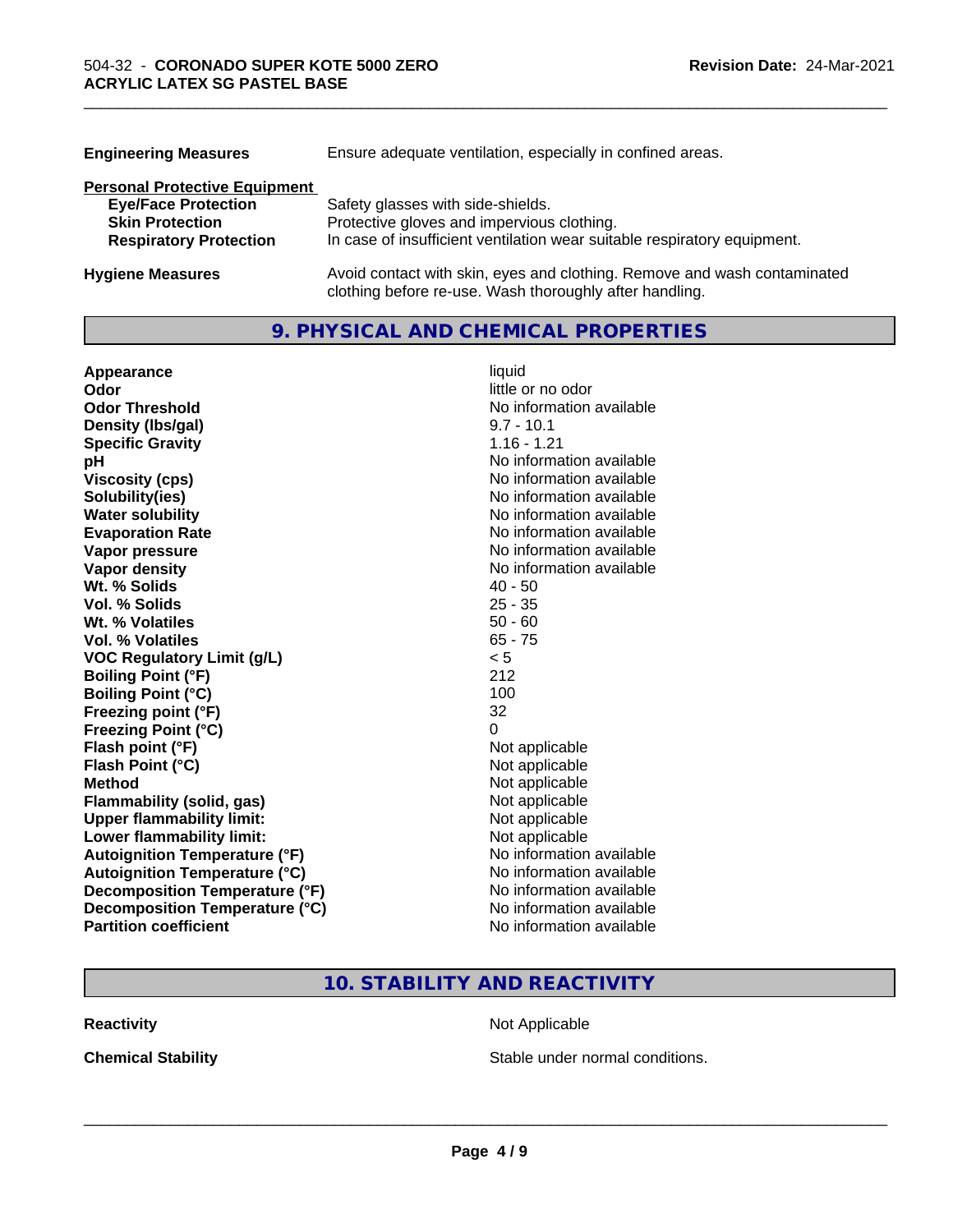| | |
|---|---|
| **Engineering Measures** | Ensure adequate ventilation, especially in confined areas. |

**Personal Protective Equipment**

| | |
|---|---|
| **Eye/Face Protection** | Safety glasses with side-shields. |
| **Skin Protection** | Protective gloves and impervious clothing. |
| **Respiratory Protection** | In case of insufficient ventilation wear suitable respiratory equipment. |

| | |
|---|---|
| **Hygiene Measures** | Avoid contact with skin, eyes and clothing. Remove and wash contaminated clothing before re-use. Wash thoroughly after handling. |

## 9. PHYSICAL AND CHEMICAL PROPERTIES

| | |
|---|---|
| **Appearance** | liquid |
| **Odor** | little or no odor |
| **Odor Threshold** | No information available |
| **Density (lbs/gal)** | 9.7 - 10.1 |
| **Specific Gravity** | 1.16 - 1.21 |
| **pH** | No information available |
| **Viscosity (cps)** | No information available |
| **Solubility(ies)** | No information available |
| **Water solubility** | No information available |
| **Evaporation Rate** | No information available |
| **Vapor pressure** | No information available |
| **Vapor density** | No information available |
| **Wt. % Solids** | 40 - 50 |
| **Vol. % Solids** | 25 - 35 |
| **Wt. % Volatiles** | 50 - 60 |
| **Vol. % Volatiles** | 65 - 75 |
| **VOC Regulatory Limit (g/L)** | < 5 |
| **Boiling Point (°F)** | 212 |
| **Boiling Point (°C)** | 100 |
| **Freezing point (°F)** | 32 |
| **Freezing Point (°C)** | 0 |
| **Flash point (°F)** | Not applicable |
| **Flash Point (°C)** | Not applicable |
| **Method** | Not applicable |
| **Flammability (solid, gas)** | Not applicable |
| **Upper flammability limit:** | Not applicable |
| **Lower flammability limit:** | Not applicable |
| **Autoignition Temperature (°F)** | No information available |
| **Autoignition Temperature (°C)** | No information available |
| **Decomposition Temperature (°F)** | No information available |
| **Decomposition Temperature (°C)** | No information available |
| **Partition coefficient** | No information available |

## 10. STABILITY AND REACTIVITY

| | |
|---|---|
| **Reactivity** | Not Applicable |
| **Chemical Stability** | Stable under normal conditions. |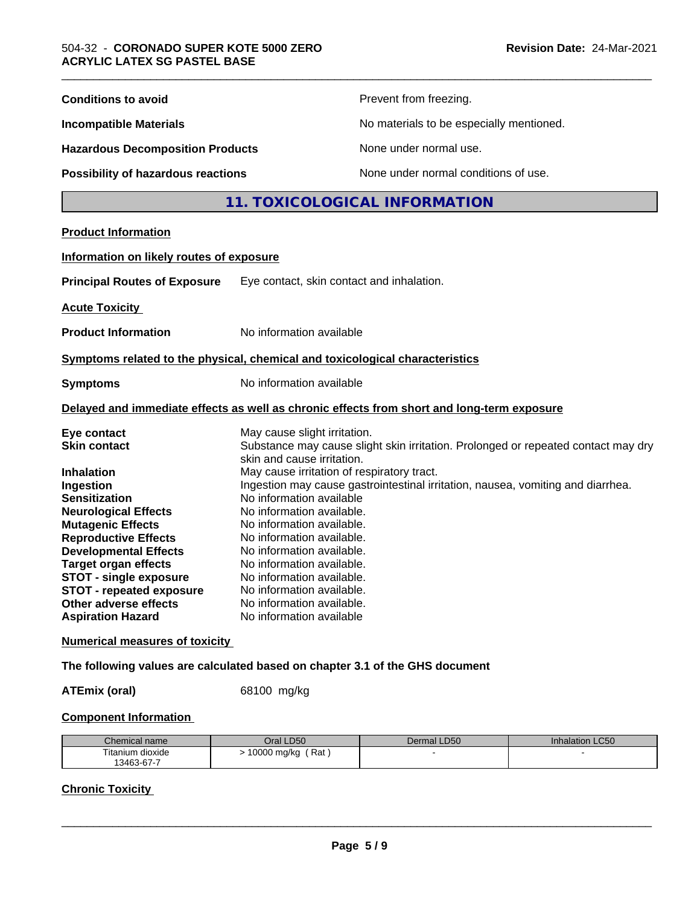| | |
|---|---|
| **Conditions to avoid** | Prevent from freezing. |
| **Incompatible Materials** | No materials to be especially mentioned. |
| **Hazardous Decomposition Products** | None under normal use. |
| **Possibility of hazardous reactions** | None under normal conditions of use. |

## 11. TOXICOLOGICAL INFORMATION

**Product Information**

**Information on likely routes of exposure**

**Principal Routes of Exposure** Eye contact, skin contact and inhalation.

**Acute Toxicity**

**Product Information** No information available

**Symptoms related to the physical, chemical and toxicological characteristics**

**Symptoms** No information available

**Delayed and immediate effects as well as chronic effects from short and long-term exposure**

| | |
|---|---|
| **Eye contact** | May cause slight irritation. |
| **Skin contact** | Substance may cause slight skin irritation. Prolonged or repeated contact may dry skin and cause irritation. |
| **Inhalation** | May cause irritation of respiratory tract. |
| **Ingestion** | Ingestion may cause gastrointestinal irritation, nausea, vomiting and diarrhea. |
| **Sensitization** | No information available |
| **Neurological Effects** | No information available. |
| **Mutagenic Effects** | No information available. |
| **Reproductive Effects** | No information available. |
| **Developmental Effects** | No information available. |
| **Target organ effects** | No information available. |
| **STOT - single exposure** | No information available. |
| **STOT - repeated exposure** | No information available. |
| **Other adverse effects** | No information available. |
| **Aspiration Hazard** | No information available |

**Numerical measures of toxicity**

**The following values are calculated based on chapter 3.1 of the GHS document**

**ATEmix (oral)** 68100 mg/kg

**Component Information**

| Chemical name | Oral LD50 | Dermal LD50 | Inhalation LC50 |
|---|---|---|---|
| Titanium dioxide<br>13463-67-7 | > 10000 mg/kg ( Rat ) | - | - |

**Chronic Toxicity**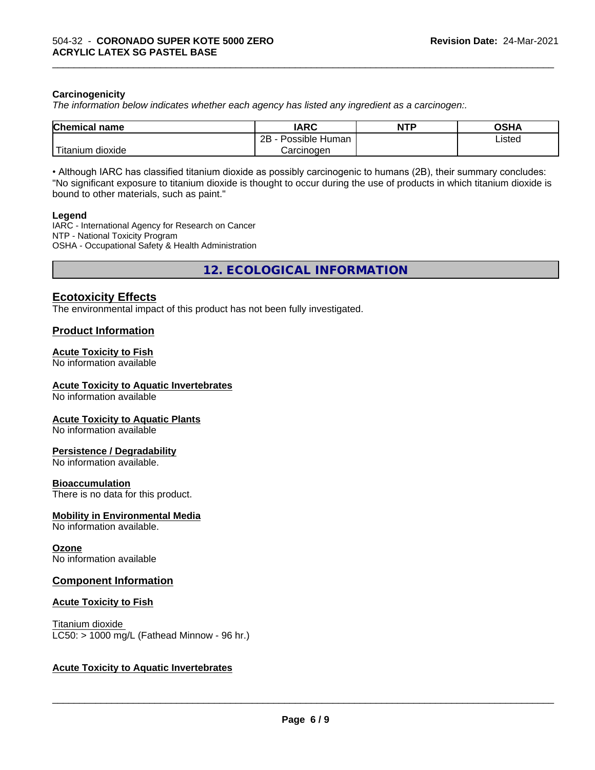**Carcinogenicity**

*The information below indicates whether each agency has listed any ingredient as a carcinogen:.*

| Chemical name | IARC | NTP | OSHA |
|---|---|---|---|
| Titanium dioxide | 2B - Possible Human Carcinogen | | Listed |

• Although IARC has classified titanium dioxide as possibly carcinogenic to humans (2B), their summary concludes: "No significant exposure to titanium dioxide is thought to occur during the use of products in which titanium dioxide is bound to other materials, such as paint."

**Legend**

IARC - International Agency for Research on Cancer
NTP - National Toxicity Program
OSHA - Occupational Safety & Health Administration

## 12. ECOLOGICAL INFORMATION

### Ecotoxicity Effects

The environmental impact of this product has not been fully investigated.

### Product Information

**Acute Toxicity to Fish**
No information available

**Acute Toxicity to Aquatic Invertebrates**
No information available

**Acute Toxicity to Aquatic Plants**
No information available

**Persistence / Degradability**
No information available.

**Bioaccumulation**
There is no data for this product.

**Mobility in Environmental Media**
No information available.

**Ozone**
No information available

### Component Information

**Acute Toxicity to Fish**

Titanium dioxide
LC50: > 1000 mg/L (Fathead Minnow - 96 hr.)

**Acute Toxicity to Aquatic Invertebrates**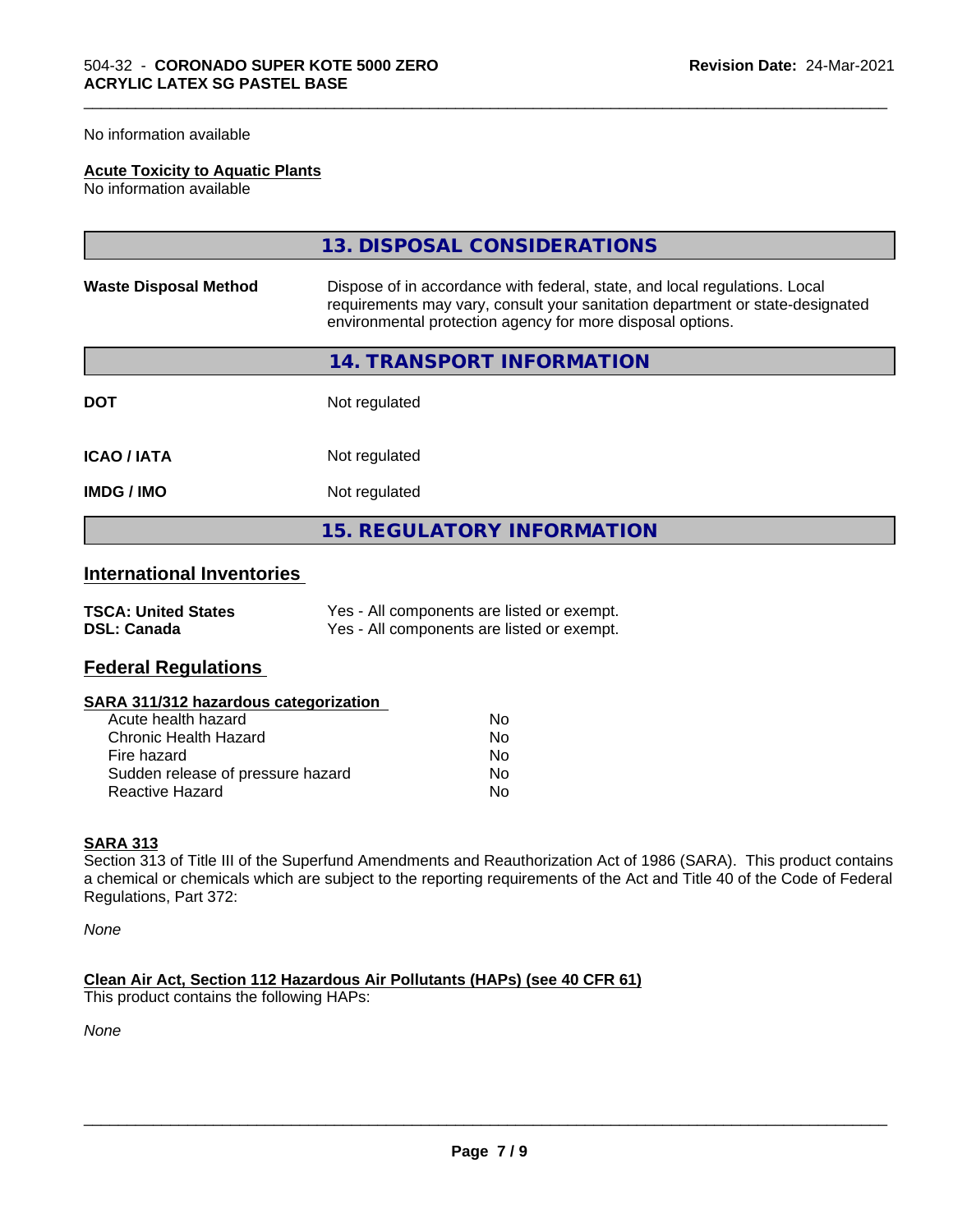No information available

**Acute Toxicity to Aquatic Plants**
No information available

## 13. DISPOSAL CONSIDERATIONS

| | |
|---|---|
| **Waste Disposal Method** | Dispose of in accordance with federal, state, and local regulations. Local requirements may vary, consult your sanitation department or state-designated environmental protection agency for more disposal options. |

## 14. TRANSPORT INFORMATION

| | |
|---|---|
| **DOT** | Not regulated |
| **ICAO / IATA** | Not regulated |
| **IMDG / IMO** | Not regulated |

## 15. REGULATORY INFORMATION

### International Inventories

| | |
|---|---|
| **TSCA: United States** | Yes - All components are listed or exempt. |
| **DSL: Canada** | Yes - All components are listed or exempt. |

### Federal Regulations

**SARA 311/312 hazardous categorization**

| | |
|---|---|
| Acute health hazard | No |
| Chronic Health Hazard | No |
| Fire hazard | No |
| Sudden release of pressure hazard | No |
| Reactive Hazard | No |

**SARA 313**

Section 313 of Title III of the Superfund Amendments and Reauthorization Act of 1986 (SARA). This product contains a chemical or chemicals which are subject to the reporting requirements of the Act and Title 40 of the Code of Federal Regulations, Part 372:

*None*

**Clean Air Act, Section 112 Hazardous Air Pollutants (HAPs) (see 40 CFR 61)**
This product contains the following HAPs:

*None*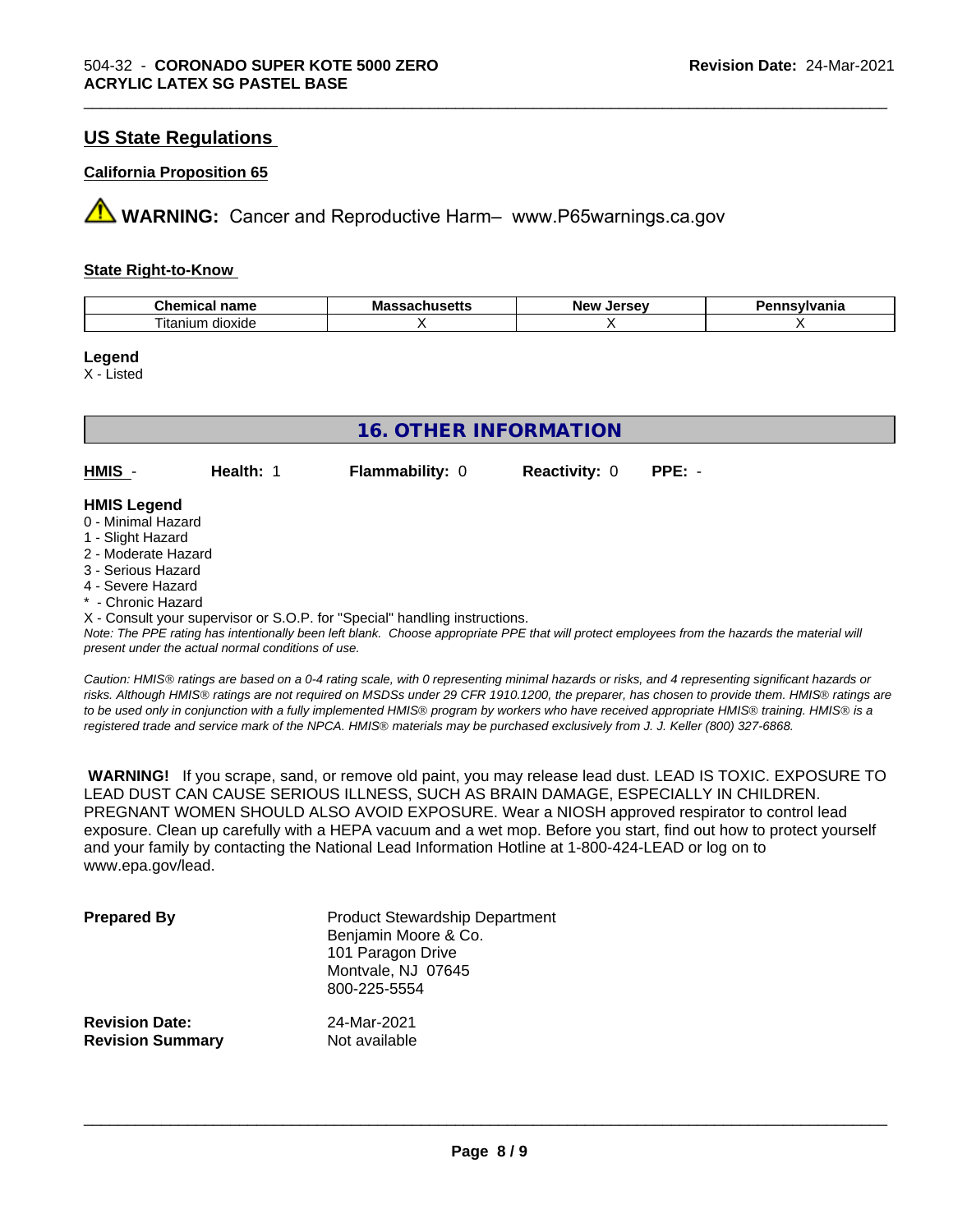## US State Regulations

### California Proposition 65

**WARNING:** Cancer and Reproductive Harm– www.P65warnings.ca.gov

### State Right-to-Know

| Chemical name | Massachusetts | New Jersey | Pennsylvania |
|---|---|---|---|
| Titanium dioxide | X | X | X |

**Legend**

X - Listed

## 16. OTHER INFORMATION

| **HMIS** - | **Health:** 1 | **Flammability:** 0 | **Reactivity:** 0 | **PPE:** - |
|---|---|---|---|---|

**HMIS Legend**

0 - Minimal Hazard
1 - Slight Hazard
2 - Moderate Hazard
3 - Serious Hazard
4 - Severe Hazard
* - Chronic Hazard
X - Consult your supervisor or S.O.P. for "Special" handling instructions.

*Note: The PPE rating has intentionally been left blank. Choose appropriate PPE that will protect employees from the hazards the material will present under the actual normal conditions of use.*

*Caution: HMIS® ratings are based on a 0-4 rating scale, with 0 representing minimal hazards or risks, and 4 representing significant hazards or risks. Although HMIS® ratings are not required on MSDSs under 29 CFR 1910.1200, the preparer, has chosen to provide them. HMIS® ratings are to be used only in conjunction with a fully implemented HMIS® program by workers who have received appropriate HMIS® training. HMIS® is a registered trade and service mark of the NPCA. HMIS® materials may be purchased exclusively from J. J. Keller (800) 327-6868.*

**WARNING!** If you scrape, sand, or remove old paint, you may release lead dust. LEAD IS TOXIC. EXPOSURE TO LEAD DUST CAN CAUSE SERIOUS ILLNESS, SUCH AS BRAIN DAMAGE, ESPECIALLY IN CHILDREN. PREGNANT WOMEN SHOULD ALSO AVOID EXPOSURE. Wear a NIOSH approved respirator to control lead exposure. Clean up carefully with a HEPA vacuum and a wet mop. Before you start, find out how to protect yourself and your family by contacting the National Lead Information Hotline at 1-800-424-LEAD or log on to www.epa.gov/lead.

**Prepared By**
Product Stewardship Department
Benjamin Moore & Co.
101 Paragon Drive
Montvale, NJ 07645
800-225-5554

**Revision Date:** 24-Mar-2021
**Revision Summary** Not available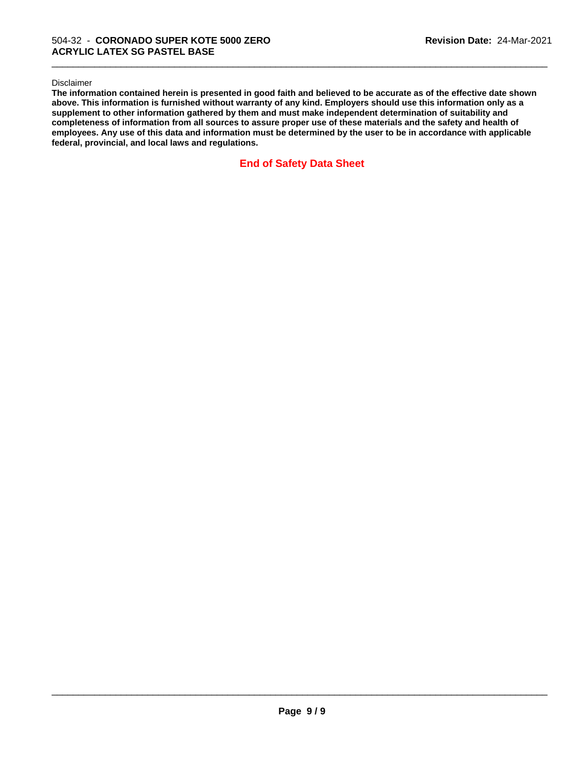Disclaimer

**The information contained herein is presented in good faith and believed to be accurate as of the effective date shown above. This information is furnished without warranty of any kind. Employers should use this information only as a supplement to other information gathered by them and must make independent determination of suitability and completeness of information from all sources to assure proper use of these materials and the safety and health of employees. Any use of this data and information must be determined by the user to be in accordance with applicable federal, provincial, and local laws and regulations.**

**End of Safety Data Sheet**